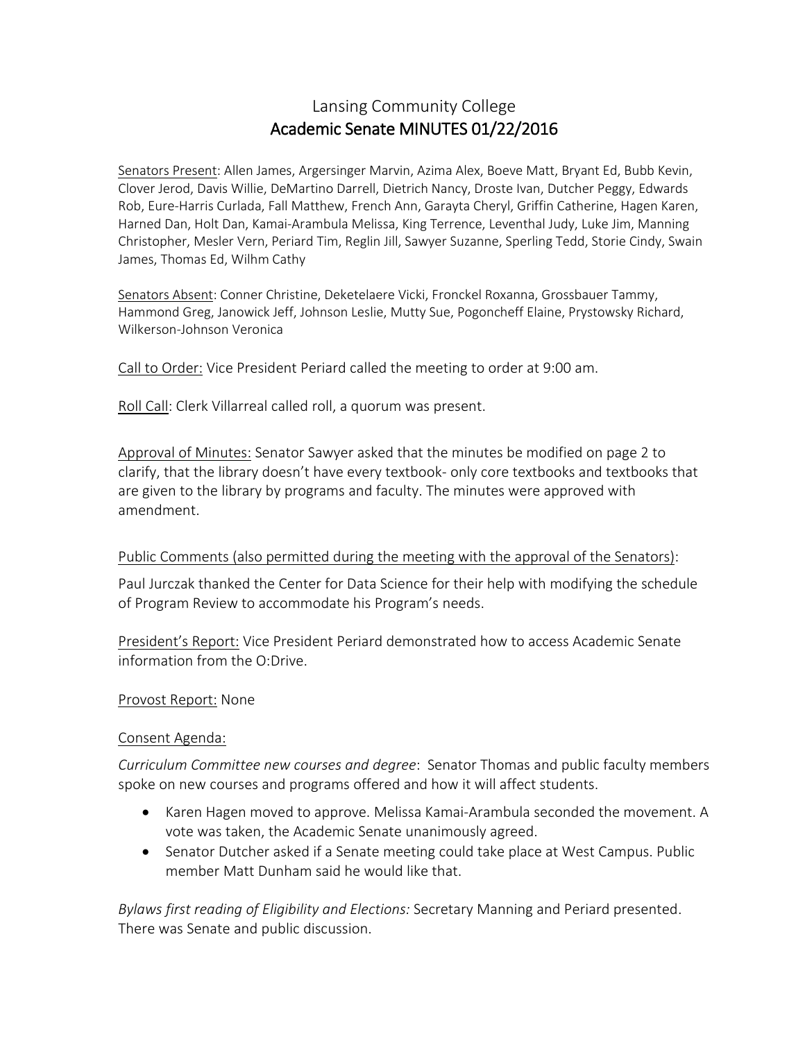# Lansing Community College
## Academic Senate MINUTES 01/22/2016

Senators Present: Allen James, Argersinger Marvin, Azima Alex, Boeve Matt, Bryant Ed, Bubb Kevin, Clover Jerod, Davis Willie, DeMartino Darrell, Dietrich Nancy, Droste Ivan, Dutcher Peggy, Edwards Rob, Eure-Harris Curlada, Fall Matthew, French Ann, Garayta Cheryl, Griffin Catherine, Hagen Karen, Harned Dan, Holt Dan, Kamai-Arambula Melissa, King Terrence, Leventhal Judy, Luke Jim, Manning Christopher, Mesler Vern, Periard Tim, Reglin Jill, Sawyer Suzanne, Sperling Tedd, Storie Cindy, Swain James, Thomas Ed, Wilhm Cathy

Senators Absent: Conner Christine, Deketelaere Vicki, Fronckel Roxanna, Grossbauer Tammy, Hammond Greg, Janowick Jeff, Johnson Leslie, Mutty Sue, Pogoncheff Elaine, Prystowsky Richard, Wilkerson-Johnson Veronica

Call to Order: Vice President Periard called the meeting to order at 9:00 am.

Roll Call: Clerk Villarreal called roll, a quorum was present.

Approval of Minutes: Senator Sawyer asked that the minutes be modified on page 2 to clarify, that the library doesn't have every textbook- only core textbooks and textbooks that are given to the library by programs and faculty. The minutes were approved with amendment.

Public Comments (also permitted during the meeting with the approval of the Senators):

Paul Jurczak thanked the Center for Data Science for their help with modifying the schedule of Program Review to accommodate his Program's needs.

President's Report: Vice President Periard demonstrated how to access Academic Senate information from the O:Drive.

Provost Report: None

Consent Agenda:

*Curriculum Committee new courses and degree*: Senator Thomas and public faculty members spoke on new courses and programs offered and how it will affect students.

- Karen Hagen moved to approve. Melissa Kamai-Arambula seconded the movement. A vote was taken, the Academic Senate unanimously agreed.
- Senator Dutcher asked if a Senate meeting could take place at West Campus. Public member Matt Dunham said he would like that.

*Bylaws first reading of Eligibility and Elections:* Secretary Manning and Periard presented. There was Senate and public discussion.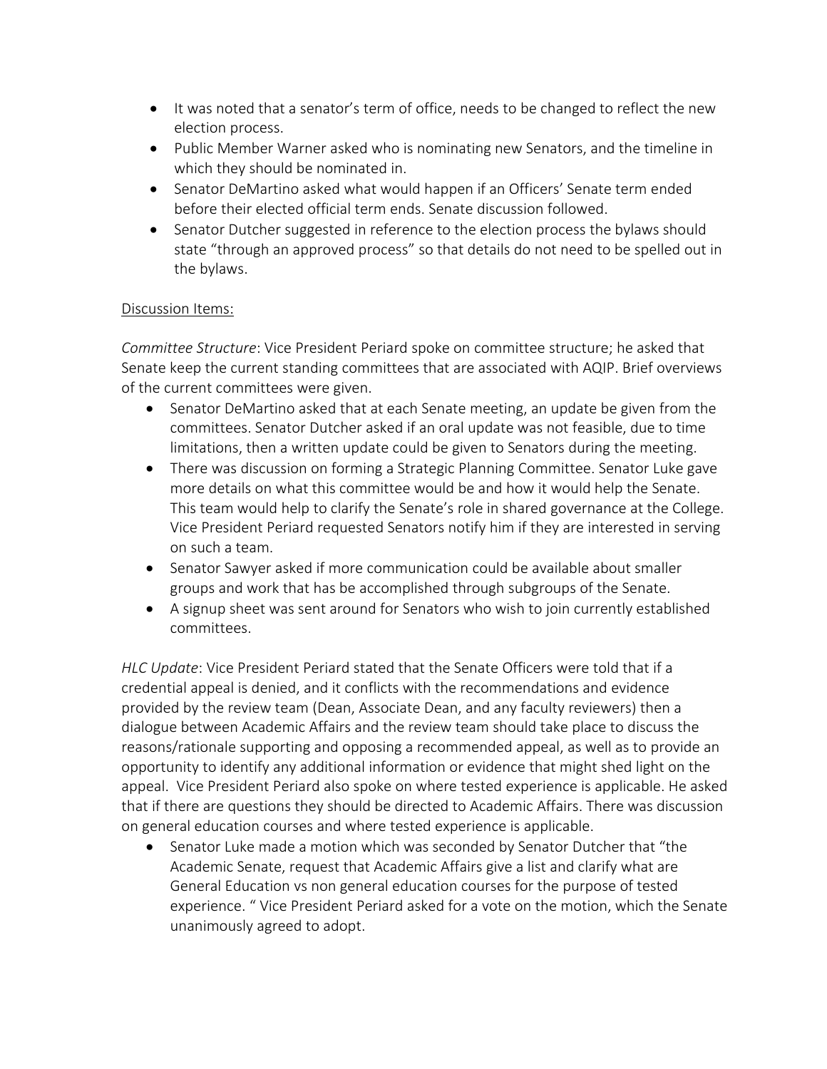- It was noted that a senator's term of office, needs to be changed to reflect the new election process.
- Public Member Warner asked who is nominating new Senators, and the timeline in which they should be nominated in.
- Senator DeMartino asked what would happen if an Officers' Senate term ended before their elected official term ends. Senate discussion followed.
- Senator Dutcher suggested in reference to the election process the bylaws should state "through an approved process" so that details do not need to be spelled out in the bylaws.

<u>Discussion Items:</u>

*Committee Structure*: Vice President Periard spoke on committee structure; he asked that Senate keep the current standing committees that are associated with AQIP. Brief overviews of the current committees were given.

- Senator DeMartino asked that at each Senate meeting, an update be given from the committees. Senator Dutcher asked if an oral update was not feasible, due to time limitations, then a written update could be given to Senators during the meeting.
- There was discussion on forming a Strategic Planning Committee. Senator Luke gave more details on what this committee would be and how it would help the Senate. This team would help to clarify the Senate's role in shared governance at the College. Vice President Periard requested Senators notify him if they are interested in serving on such a team.
- Senator Sawyer asked if more communication could be available about smaller groups and work that has be accomplished through subgroups of the Senate.
- A signup sheet was sent around for Senators who wish to join currently established committees.

*HLC Update*: Vice President Periard stated that the Senate Officers were told that if a credential appeal is denied, and it conflicts with the recommendations and evidence provided by the review team (Dean, Associate Dean, and any faculty reviewers) then a dialogue between Academic Affairs and the review team should take place to discuss the reasons/rationale supporting and opposing a recommended appeal, as well as to provide an opportunity to identify any additional information or evidence that might shed light on the appeal. Vice President Periard also spoke on where tested experience is applicable. He asked that if there are questions they should be directed to Academic Affairs. There was discussion on general education courses and where tested experience is applicable.

- Senator Luke made a motion which was seconded by Senator Dutcher that "the Academic Senate, request that Academic Affairs give a list and clarify what are General Education vs non general education courses for the purpose of tested experience. " Vice President Periard asked for a vote on the motion, which the Senate unanimously agreed to adopt.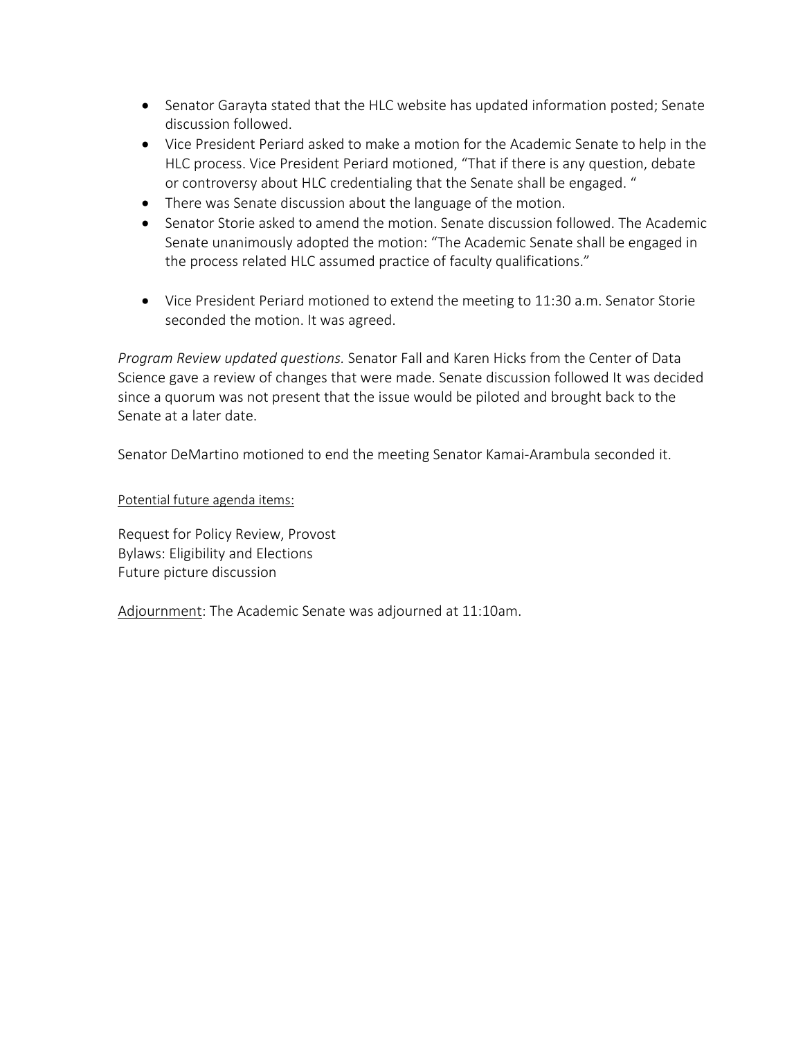- Senator Garayta stated that the HLC website has updated information posted; Senate discussion followed.
- Vice President Periard asked to make a motion for the Academic Senate to help in the HLC process. Vice President Periard motioned, "That if there is any question, debate or controversy about HLC credentialing that the Senate shall be engaged. "
- There was Senate discussion about the language of the motion.
- Senator Storie asked to amend the motion. Senate discussion followed. The Academic Senate unanimously adopted the motion: "The Academic Senate shall be engaged in the process related HLC assumed practice of faculty qualifications."

- Vice President Periard motioned to extend the meeting to 11:30 a.m. Senator Storie seconded the motion. It was agreed.

*Program Review updated questions.* Senator Fall and Karen Hicks from the Center of Data Science gave a review of changes that were made. Senate discussion followed It was decided since a quorum was not present that the issue would be piloted and brought back to the Senate at a later date.

Senator DeMartino motioned to end the meeting Senator Kamai-Arambula seconded it.

<u>Potential future agenda items:</u>

Request for Policy Review, Provost
Bylaws: Eligibility and Elections
Future picture discussion

<u>Adjournment</u>: The Academic Senate was adjourned at 11:10am.